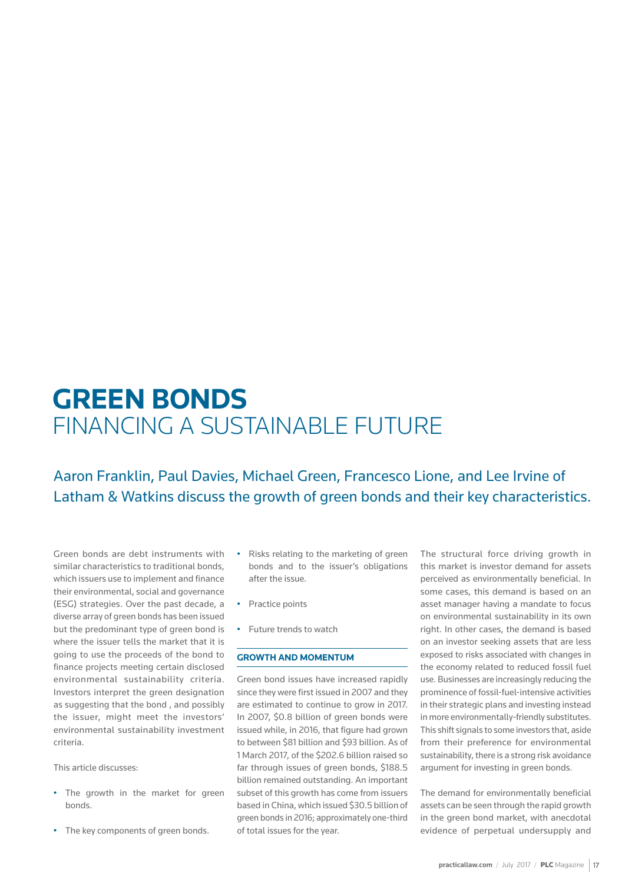# GREEN BONDS
## FINANCING A SUSTAINABLE FUTURE

Aaron Franklin, Paul Davies, Michael Green, Francesco Lione, and Lee Irvine of Latham & Watkins discuss the growth of green bonds and their key characteristics.

Green bonds are debt instruments with similar characteristics to traditional bonds, which issuers use to implement and finance their environmental, social and governance (ESG) strategies. Over the past decade, a diverse array of green bonds has been issued but the predominant type of green bond is where the issuer tells the market that it is going to use the proceeds of the bond to finance projects meeting certain disclosed environmental sustainability criteria. Investors interpret the green designation as suggesting that the bond , and possibly the issuer, might meet the investors' environmental sustainability investment criteria.

This article discusses:

- The growth in the market for green bonds.
- The key components of green bonds.
- Risks relating to the marketing of green bonds and to the issuer's obligations after the issue.
- Practice points
- Future trends to watch

### GROWTH AND MOMENTUM

Green bond issues have increased rapidly since they were first issued in 2007 and they are estimated to continue to grow in 2017. In 2007, $0.8 billion of green bonds were issued while, in 2016, that figure had grown to between $81 billion and $93 billion. As of 1 March 2017, of the $202.6 billion raised so far through issues of green bonds, $188.5 billion remained outstanding. An important subset of this growth has come from issuers based in China, which issued $30.5 billion of green bonds in 2016; approximately one-third of total issues for the year.

The structural force driving growth in this market is investor demand for assets perceived as environmentally beneficial. In some cases, this demand is based on an asset manager having a mandate to focus on environmental sustainability in its own right. In other cases, the demand is based on an investor seeking assets that are less exposed to risks associated with changes in the economy related to reduced fossil fuel use. Businesses are increasingly reducing the prominence of fossil-fuel-intensive activities in their strategic plans and investing instead in more environmentally-friendly substitutes. This shift signals to some investors that, aside from their preference for environmental sustainability, there is a strong risk avoidance argument for investing in green bonds.

The demand for environmentally beneficial assets can be seen through the rapid growth in the green bond market, with anecdotal evidence of perpetual undersupply and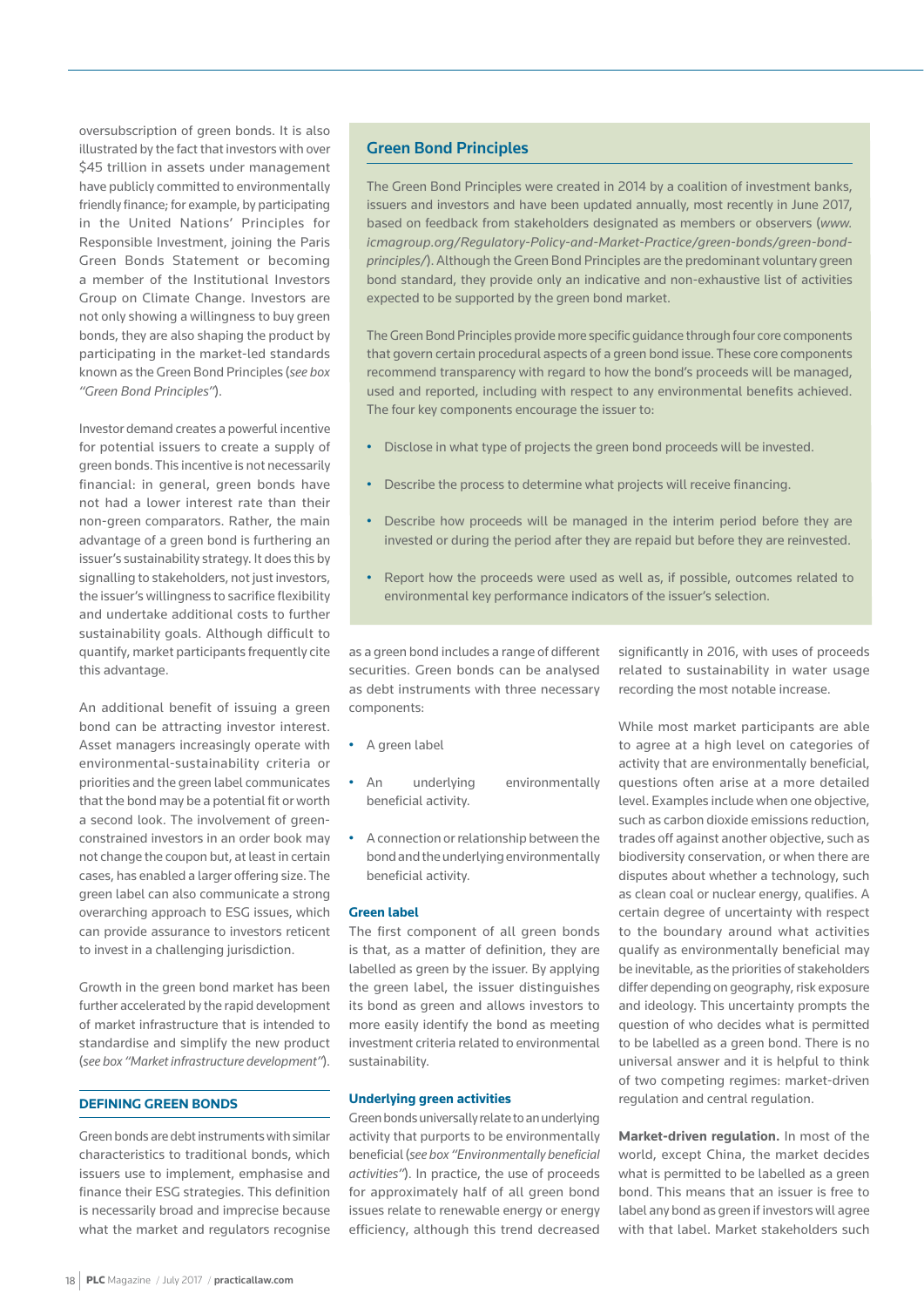oversubscription of green bonds. It is also illustrated by the fact that investors with over $45 trillion in assets under management have publicly committed to environmentally friendly finance; for example, by participating in the United Nations' Principles for Responsible Investment, joining the Paris Green Bonds Statement or becoming a member of the Institutional Investors Group on Climate Change. Investors are not only showing a willingness to buy green bonds, they are also shaping the product by participating in the market-led standards known as the Green Bond Principles (*see box "Green Bond Principles"*).

Investor demand creates a powerful incentive for potential issuers to create a supply of green bonds. This incentive is not necessarily financial: in general, green bonds have not had a lower interest rate than their non-green comparators. Rather, the main advantage of a green bond is furthering an issuer's sustainability strategy. It does this by signalling to stakeholders, not just investors, the issuer's willingness to sacrifice flexibility and undertake additional costs to further sustainability goals. Although difficult to quantify, market participants frequently cite this advantage.

An additional benefit of issuing a green bond can be attracting investor interest. Asset managers increasingly operate with environmental-sustainability criteria or priorities and the green label communicates that the bond may be a potential fit or worth a second look. The involvement of green-constrained investors in an order book may not change the coupon but, at least in certain cases, has enabled a larger offering size. The green label can also communicate a strong overarching approach to ESG issues, which can provide assurance to investors reticent to invest in a challenging jurisdiction.

Growth in the green bond market has been further accelerated by the rapid development of market infrastructure that is intended to standardise and simplify the new product (*see box "Market infrastructure development"*).

## Green Bond Principles

The Green Bond Principles were created in 2014 by a coalition of investment banks, issuers and investors and have been updated annually, most recently in June 2017, based on feedback from stakeholders designated as members or observers (*www.icmagroup.org/Regulatory-Policy-and-Market-Practice/green-bonds/green-bond-principles/*). Although the Green Bond Principles are the predominant voluntary green bond standard, they provide only an indicative and non-exhaustive list of activities expected to be supported by the green bond market.

The Green Bond Principles provide more specific guidance through four core components that govern certain procedural aspects of a green bond issue. These core components recommend transparency with regard to how the bond's proceeds will be managed, used and reported, including with respect to any environmental benefits achieved. The four key components encourage the issuer to:

- Disclose in what type of projects the green bond proceeds will be invested.
- Describe the process to determine what projects will receive financing.
- Describe how proceeds will be managed in the interim period before they are invested or during the period after they are repaid but before they are reinvested.
- Report how the proceeds were used as well as, if possible, outcomes related to environmental key performance indicators of the issuer's selection.

## DEFINING GREEN BONDS

Green bonds are debt instruments with similar characteristics to traditional bonds, which issuers use to implement, emphasise and finance their ESG strategies. This definition is necessarily broad and imprecise because what the market and regulators recognise as a green bond includes a range of different securities. Green bonds can be analysed as debt instruments with three necessary components:

- A green label
- An underlying environmentally beneficial activity.
- A connection or relationship between the bond and the underlying environmentally beneficial activity.

### Green label

The first component of all green bonds is that, as a matter of definition, they are labelled as green by the issuer. By applying the green label, the issuer distinguishes its bond as green and allows investors to more easily identify the bond as meeting investment criteria related to environmental sustainability.

### Underlying green activities

Green bonds universally relate to an underlying activity that purports to be environmentally beneficial (*see box "Environmentally beneficial activities"*). In practice, the use of proceeds for approximately half of all green bond issues relate to renewable energy or energy efficiency, although this trend decreased significantly in 2016, with uses of proceeds related to sustainability in water usage recording the most notable increase.

While most market participants are able to agree at a high level on categories of activity that are environmentally beneficial, questions often arise at a more detailed level. Examples include when one objective, such as carbon dioxide emissions reduction, trades off against another objective, such as biodiversity conservation, or when there are disputes about whether a technology, such as clean coal or nuclear energy, qualifies. A certain degree of uncertainty with respect to the boundary around what activities qualify as environmentally beneficial may be inevitable, as the priorities of stakeholders differ depending on geography, risk exposure and ideology. This uncertainty prompts the question of who decides what is permitted to be labelled as a green bond. There is no universal answer and it is helpful to think of two competing regimes: market-driven regulation and central regulation.

**Market-driven regulation.** In most of the world, except China, the market decides what is permitted to be labelled as a green bond. This means that an issuer is free to label any bond as green if investors will agree with that label. Market stakeholders such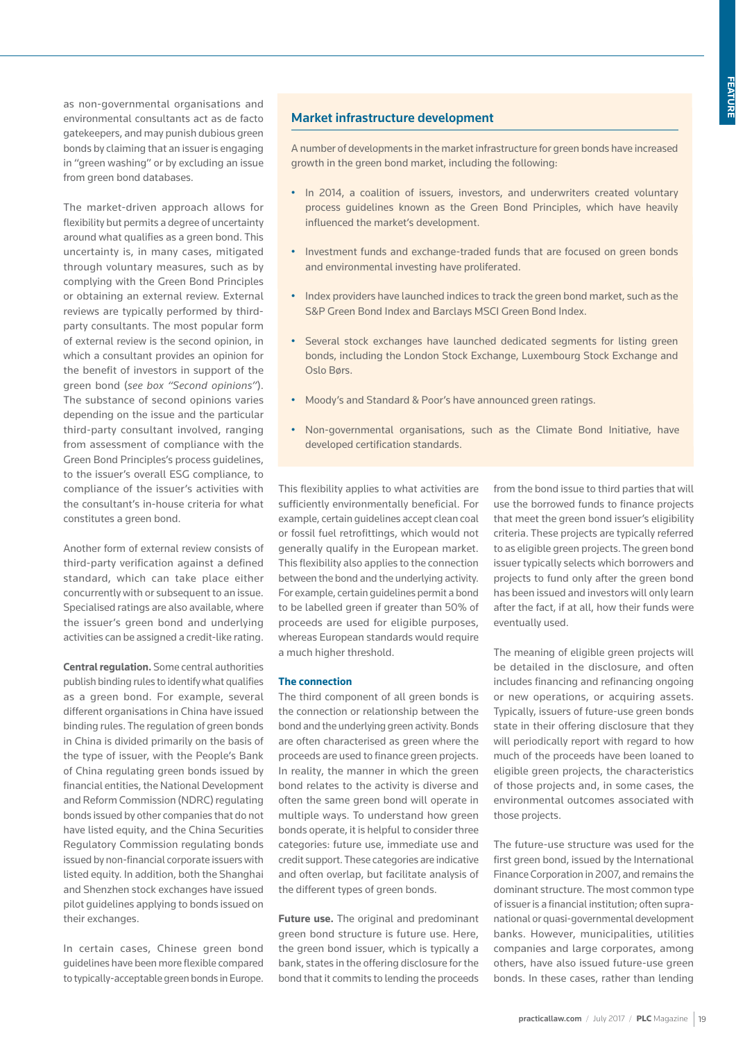as non-governmental organisations and environmental consultants act as de facto gatekeepers, and may punish dubious green bonds by claiming that an issuer is engaging in "green washing" or by excluding an issue from green bond databases.

The market-driven approach allows for flexibility but permits a degree of uncertainty around what qualifies as a green bond. This uncertainty is, in many cases, mitigated through voluntary measures, such as by complying with the Green Bond Principles or obtaining an external review. External reviews are typically performed by third-party consultants. The most popular form of external review is the second opinion, in which a consultant provides an opinion for the benefit of investors in support of the green bond (*see box "Second opinions"*). The substance of second opinions varies depending on the issue and the particular third-party consultant involved, ranging from assessment of compliance with the Green Bond Principles's process guidelines, to the issuer's overall ESG compliance, to compliance of the issuer's activities with the consultant's in-house criteria for what constitutes a green bond.

Another form of external review consists of third-party verification against a defined standard, which can take place either concurrently with or subsequent to an issue. Specialised ratings are also available, where the issuer's green bond and underlying activities can be assigned a credit-like rating.

**Central regulation.** Some central authorities publish binding rules to identify what qualifies as a green bond. For example, several different organisations in China have issued binding rules. The regulation of green bonds in China is divided primarily on the basis of the type of issuer, with the People's Bank of China regulating green bonds issued by financial entities, the National Development and Reform Commission (NDRC) regulating bonds issued by other companies that do not have listed equity, and the China Securities Regulatory Commission regulating bonds issued by non-financial corporate issuers with listed equity. In addition, both the Shanghai and Shenzhen stock exchanges have issued pilot guidelines applying to bonds issued on their exchanges.

In certain cases, Chinese green bond guidelines have been more flexible compared to typically-acceptable green bonds in Europe. This flexibility applies to what activities are sufficiently environmentally beneficial. For example, certain guidelines accept clean coal or fossil fuel retrofittings, which would not generally qualify in the European market. This flexibility also applies to the connection between the bond and the underlying activity. For example, certain guidelines permit a bond to be labelled green if greater than 50% of proceeds are used for eligible purposes, whereas European standards would require a much higher threshold.

### The connection

The third component of all green bonds is the connection or relationship between the bond and the underlying green activity. Bonds are often characterised as green where the proceeds are used to finance green projects. In reality, the manner in which the green bond relates to the activity is diverse and often the same green bond will operate in multiple ways. To understand how green bonds operate, it is helpful to consider three categories: future use, immediate use and credit support. These categories are indicative and often overlap, but facilitate analysis of the different types of green bonds.

**Future use.** The original and predominant green bond structure is future use. Here, the green bond issuer, which is typically a bank, states in the offering disclosure for the bond that it commits to lending the proceeds from the bond issue to third parties that will use the borrowed funds to finance projects that meet the green bond issuer's eligibility criteria. These projects are typically referred to as eligible green projects. The green bond issuer typically selects which borrowers and projects to fund only after the green bond has been issued and investors will only learn after the fact, if at all, how their funds were eventually used.

The meaning of eligible green projects will be detailed in the disclosure, and often includes financing and refinancing ongoing or new operations, or acquiring assets. Typically, issuers of future-use green bonds state in their offering disclosure that they will periodically report with regard to how much of the proceeds have been loaned to eligible green projects, the characteristics of those projects and, in some cases, the environmental outcomes associated with those projects.

The future-use structure was used for the first green bond, issued by the International Finance Corporation in 2007, and remains the dominant structure. The most common type of issuer is a financial institution; often supra-national or quasi-governmental development banks. However, municipalities, utilities companies and large corporates, among others, have also issued future-use green bonds. In these cases, rather than lending

## Market infrastructure development

A number of developments in the market infrastructure for green bonds have increased growth in the green bond market, including the following:

- In 2014, a coalition of issuers, investors, and underwriters created voluntary process guidelines known as the Green Bond Principles, which have heavily influenced the market's development.
- Investment funds and exchange-traded funds that are focused on green bonds and environmental investing have proliferated.
- Index providers have launched indices to track the green bond market, such as the S&P Green Bond Index and Barclays MSCI Green Bond Index.
- Several stock exchanges have launched dedicated segments for listing green bonds, including the London Stock Exchange, Luxembourg Stock Exchange and Oslo Børs.
- Moody's and Standard & Poor's have announced green ratings.
- Non-governmental organisations, such as the Climate Bond Initiative, have developed certification standards.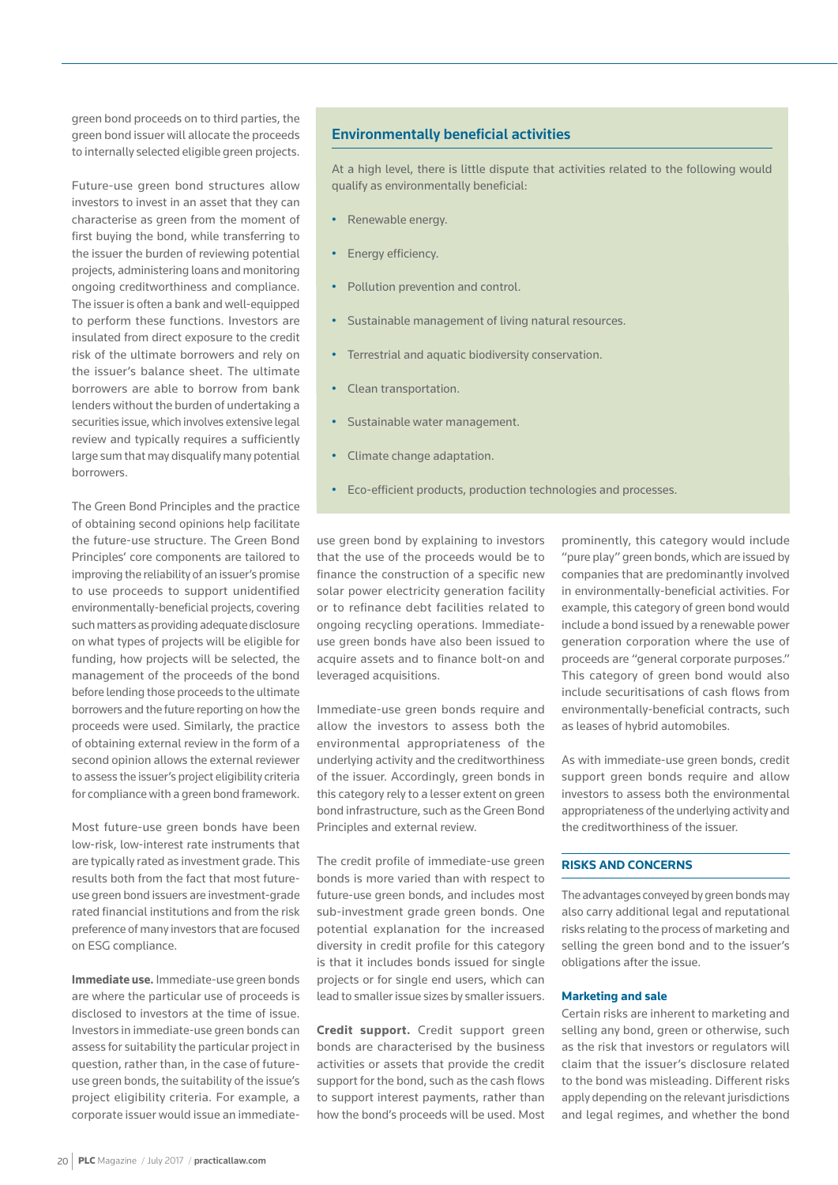green bond proceeds on to third parties, the green bond issuer will allocate the proceeds to internally selected eligible green projects.

Future-use green bond structures allow investors to invest in an asset that they can characterise as green from the moment of first buying the bond, while transferring to the issuer the burden of reviewing potential projects, administering loans and monitoring ongoing creditworthiness and compliance. The issuer is often a bank and well-equipped to perform these functions. Investors are insulated from direct exposure to the credit risk of the ultimate borrowers and rely on the issuer's balance sheet. The ultimate borrowers are able to borrow from bank lenders without the burden of undertaking a securities issue, which involves extensive legal review and typically requires a sufficiently large sum that may disqualify many potential borrowers.

The Green Bond Principles and the practice of obtaining second opinions help facilitate the future-use structure. The Green Bond Principles' core components are tailored to improving the reliability of an issuer's promise to use proceeds to support unidentified environmentally-beneficial projects, covering such matters as providing adequate disclosure on what types of projects will be eligible for funding, how projects will be selected, the management of the proceeds of the bond before lending those proceeds to the ultimate borrowers and the future reporting on how the proceeds were used. Similarly, the practice of obtaining external review in the form of a second opinion allows the external reviewer to assess the issuer's project eligibility criteria for compliance with a green bond framework.

Most future-use green bonds have been low-risk, low-interest rate instruments that are typically rated as investment grade. This results both from the fact that most future-use green bond issuers are investment-grade rated financial institutions and from the risk preference of many investors that are focused on ESG compliance.

**Immediate use.** Immediate-use green bonds are where the particular use of proceeds is disclosed to investors at the time of issue. Investors in immediate-use green bonds can assess for suitability the particular project in question, rather than, in the case of future-use green bonds, the suitability of the issue's project eligibility criteria. For example, a corporate issuer would issue an immediate-use green bond by explaining to investors that the use of the proceeds would be to finance the construction of a specific new solar power electricity generation facility or to refinance debt facilities related to ongoing recycling operations. Immediate-use green bonds have also been issued to acquire assets and to finance bolt-on and leveraged acquisitions.

Immediate-use green bonds require and allow the investors to assess both the environmental appropriateness of the underlying activity and the creditworthiness of the issuer. Accordingly, green bonds in this category rely to a lesser extent on green bond infrastructure, such as the Green Bond Principles and external review.

The credit profile of immediate-use green bonds is more varied than with respect to future-use green bonds, and includes most sub-investment grade green bonds. One potential explanation for the increased diversity in credit profile for this category is that it includes bonds issued for single projects or for single end users, which can lead to smaller issue sizes by smaller issuers.

**Credit support.** Credit support green bonds are characterised by the business activities or assets that provide the credit support for the bond, such as the cash flows to support interest payments, rather than how the bond's proceeds will be used. Most prominently, this category would include "pure play" green bonds, which are issued by companies that are predominantly involved in environmentally-beneficial activities. For example, this category of green bond would include a bond issued by a renewable power generation corporation where the use of proceeds are "general corporate purposes." This category of green bond would also include securitisations of cash flows from environmentally-beneficial contracts, such as leases of hybrid automobiles.

As with immediate-use green bonds, credit support green bonds require and allow investors to assess both the environmental appropriateness of the underlying activity and the creditworthiness of the issuer.

### Environmentally beneficial activities

At a high level, there is little dispute that activities related to the following would qualify as environmentally beneficial:

- Renewable energy.
- Energy efficiency.
- Pollution prevention and control.
- Sustainable management of living natural resources.
- Terrestrial and aquatic biodiversity conservation.
- Clean transportation.
- Sustainable water management.
- Climate change adaptation.
- Eco-efficient products, production technologies and processes.

## RISKS AND CONCERNS

The advantages conveyed by green bonds may also carry additional legal and reputational risks relating to the process of marketing and selling the green bond and to the issuer's obligations after the issue.

### Marketing and sale

Certain risks are inherent to marketing and selling any bond, green or otherwise, such as the risk that investors or regulators will claim that the issuer's disclosure related to the bond was misleading. Different risks apply depending on the relevant jurisdictions and legal regimes, and whether the bond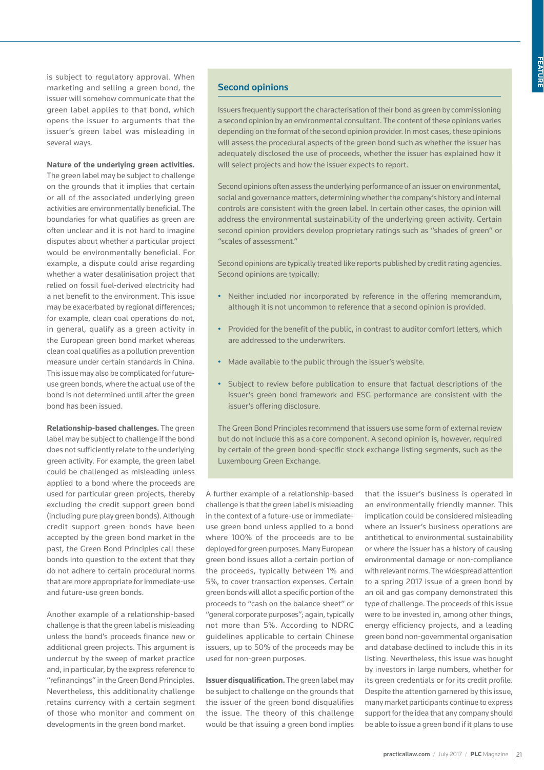is subject to regulatory approval. When marketing and selling a green bond, the issuer will somehow communicate that the green label applies to that bond, which opens the issuer to arguments that the issuer's green label was misleading in several ways.

**Nature of the underlying green activities.** The green label may be subject to challenge on the grounds that it implies that certain or all of the associated underlying green activities are environmentally beneficial. The boundaries for what qualifies as green are often unclear and it is not hard to imagine disputes about whether a particular project would be environmentally beneficial. For example, a dispute could arise regarding whether a water desalinisation project that relied on fossil fuel-derived electricity had a net benefit to the environment. This issue may be exacerbated by regional differences; for example, clean coal operations do not, in general, qualify as a green activity in the European green bond market whereas clean coal qualifies as a pollution prevention measure under certain standards in China. This issue may also be complicated for future-use green bonds, where the actual use of the bond is not determined until after the green bond has been issued.

**Relationship-based challenges.** The green label may be subject to challenge if the bond does not sufficiently relate to the underlying green activity. For example, the green label could be challenged as misleading unless applied to a bond where the proceeds are used for particular green projects, thereby excluding the credit support green bond (including pure play green bonds). Although credit support green bonds have been accepted by the green bond market in the past, the Green Bond Principles call these bonds into question to the extent that they do not adhere to certain procedural norms that are more appropriate for immediate-use and future-use green bonds.

Another example of a relationship-based challenge is that the green label is misleading unless the bond's proceeds finance new or additional green projects. This argument is undercut by the sweep of market practice and, in particular, by the express reference to "refinancings" in the Green Bond Principles. Nevertheless, this additionality challenge retains currency with a certain segment of those who monitor and comment on developments in the green bond market.

## Second opinions

Issuers frequently support the characterisation of their bond as green by commissioning a second opinion by an environmental consultant. The content of these opinions varies depending on the format of the second opinion provider. In most cases, these opinions will assess the procedural aspects of the green bond such as whether the issuer has adequately disclosed the use of proceeds, whether the issuer has explained how it will select projects and how the issuer expects to report.

Second opinions often assess the underlying performance of an issuer on environmental, social and governance matters, determining whether the company's history and internal controls are consistent with the green label. In certain other cases, the opinion will address the environmental sustainability of the underlying green activity. Certain second opinion providers develop proprietary ratings such as "shades of green" or "scales of assessment."

Second opinions are typically treated like reports published by credit rating agencies. Second opinions are typically:

- Neither included nor incorporated by reference in the offering memorandum, although it is not uncommon to reference that a second opinion is provided.
- Provided for the benefit of the public, in contrast to auditor comfort letters, which are addressed to the underwriters.
- Made available to the public through the issuer's website.
- Subject to review before publication to ensure that factual descriptions of the issuer's green bond framework and ESG performance are consistent with the issuer's offering disclosure.

The Green Bond Principles recommend that issuers use some form of external review but do not include this as a core component. A second opinion is, however, required by certain of the green bond-specific stock exchange listing segments, such as the Luxembourg Green Exchange.

A further example of a relationship-based challenge is that the green label is misleading in the context of a future-use or immediate-use green bond unless applied to a bond where 100% of the proceeds are to be deployed for green purposes. Many European green bond issues allot a certain portion of the proceeds, typically between 1% and 5%, to cover transaction expenses. Certain green bonds will allot a specific portion of the proceeds to "cash on the balance sheet" or "general corporate purposes"; again, typically not more than 5%. According to NDRC guidelines applicable to certain Chinese issuers, up to 50% of the proceeds may be used for non-green purposes.

**Issuer disqualification.** The green label may be subject to challenge on the grounds that the issuer of the green bond disqualifies the issue. The theory of this challenge would be that issuing a green bond implies that the issuer's business is operated in an environmentally friendly manner. This implication could be considered misleading where an issuer's business operations are antithetical to environmental sustainability or where the issuer has a history of causing environmental damage or non-compliance with relevant norms. The widespread attention to a spring 2017 issue of a green bond by an oil and gas company demonstrated this type of challenge. The proceeds of this issue were to be invested in, among other things, energy efficiency projects, and a leading green bond non-governmental organisation and database declined to include this in its listing. Nevertheless, this issue was bought by investors in large numbers, whether for its green credentials or for its credit profile. Despite the attention garnered by this issue, many market participants continue to express support for the idea that any company should be able to issue a green bond if it plans to use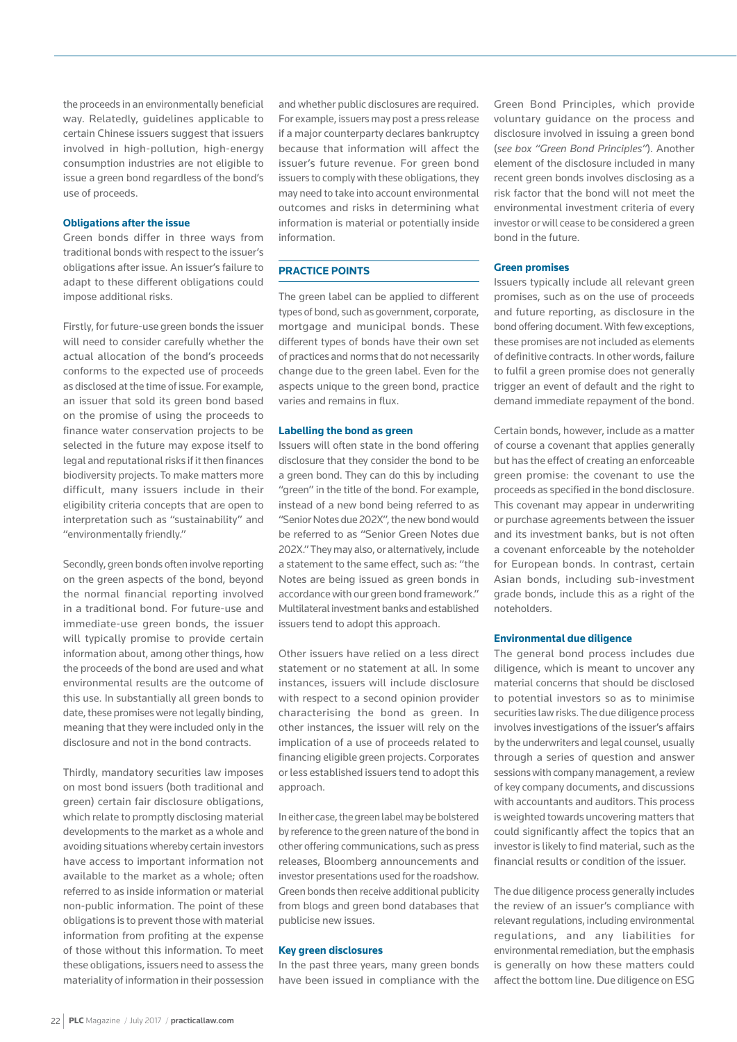the proceeds in an environmentally beneficial way. Relatedly, guidelines applicable to certain Chinese issuers suggest that issuers involved in high-pollution, high-energy consumption industries are not eligible to issue a green bond regardless of the bond's use of proceeds.

#### Obligations after the issue

Green bonds differ in three ways from traditional bonds with respect to the issuer's obligations after issue. An issuer's failure to adapt to these different obligations could impose additional risks.

Firstly, for future-use green bonds the issuer will need to consider carefully whether the actual allocation of the bond's proceeds conforms to the expected use of proceeds as disclosed at the time of issue. For example, an issuer that sold its green bond based on the promise of using the proceeds to finance water conservation projects to be selected in the future may expose itself to legal and reputational risks if it then finances biodiversity projects. To make matters more difficult, many issuers include in their eligibility criteria concepts that are open to interpretation such as "sustainability" and "environmentally friendly."

Secondly, green bonds often involve reporting on the green aspects of the bond, beyond the normal financial reporting involved in a traditional bond. For future-use and immediate-use green bonds, the issuer will typically promise to provide certain information about, among other things, how the proceeds of the bond are used and what environmental results are the outcome of this use. In substantially all green bonds to date, these promises were not legally binding, meaning that they were included only in the disclosure and not in the bond contracts.

Thirdly, mandatory securities law imposes on most bond issuers (both traditional and green) certain fair disclosure obligations, which relate to promptly disclosing material developments to the market as a whole and avoiding situations whereby certain investors have access to important information not available to the market as a whole; often referred to as inside information or material non-public information. The point of these obligations is to prevent those with material information from profiting at the expense of those without this information. To meet these obligations, issuers need to assess the materiality of information in their possession and whether public disclosures are required. For example, issuers may post a press release if a major counterparty declares bankruptcy because that information will affect the issuer's future revenue. For green bond issuers to comply with these obligations, they may need to take into account environmental outcomes and risks in determining what information is material or potentially inside information.

### PRACTICE POINTS

The green label can be applied to different types of bond, such as government, corporate, mortgage and municipal bonds. These different types of bonds have their own set of practices and norms that do not necessarily change due to the green label. Even for the aspects unique to the green bond, practice varies and remains in flux.

#### Labelling the bond as green

Issuers will often state in the bond offering disclosure that they consider the bond to be a green bond. They can do this by including "green" in the title of the bond. For example, instead of a new bond being referred to as "Senior Notes due 202X", the new bond would be referred to as "Senior Green Notes due 202X." They may also, or alternatively, include a statement to the same effect, such as: "the Notes are being issued as green bonds in accordance with our green bond framework." Multilateral investment banks and established issuers tend to adopt this approach.

Other issuers have relied on a less direct statement or no statement at all. In some instances, issuers will include disclosure with respect to a second opinion provider characterising the bond as green. In other instances, the issuer will rely on the implication of a use of proceeds related to financing eligible green projects. Corporates or less established issuers tend to adopt this approach.

In either case, the green label may be bolstered by reference to the green nature of the bond in other offering communications, such as press releases, Bloomberg announcements and investor presentations used for the roadshow. Green bonds then receive additional publicity from blogs and green bond databases that publicise new issues.

#### Key green disclosures

In the past three years, many green bonds have been issued in compliance with the Green Bond Principles, which provide voluntary guidance on the process and disclosure involved in issuing a green bond (*see box "Green Bond Principles"*). Another element of the disclosure included in many recent green bonds involves disclosing as a risk factor that the bond will not meet the environmental investment criteria of every investor or will cease to be considered a green bond in the future.

#### Green promises

Issuers typically include all relevant green promises, such as on the use of proceeds and future reporting, as disclosure in the bond offering document. With few exceptions, these promises are not included as elements of definitive contracts. In other words, failure to fulfil a green promise does not generally trigger an event of default and the right to demand immediate repayment of the bond.

Certain bonds, however, include as a matter of course a covenant that applies generally but has the effect of creating an enforceable green promise: the covenant to use the proceeds as specified in the bond disclosure. This covenant may appear in underwriting or purchase agreements between the issuer and its investment banks, but is not often a covenant enforceable by the noteholder for European bonds. In contrast, certain Asian bonds, including sub-investment grade bonds, include this as a right of the noteholders.

#### Environmental due diligence

The general bond process includes due diligence, which is meant to uncover any material concerns that should be disclosed to potential investors so as to minimise securities law risks. The due diligence process involves investigations of the issuer's affairs by the underwriters and legal counsel, usually through a series of question and answer sessions with company management, a review of key company documents, and discussions with accountants and auditors. This process is weighted towards uncovering matters that could significantly affect the topics that an investor is likely to find material, such as the financial results or condition of the issuer.

The due diligence process generally includes the review of an issuer's compliance with relevant regulations, including environmental regulations, and any liabilities for environmental remediation, but the emphasis is generally on how these matters could affect the bottom line. Due diligence on ESG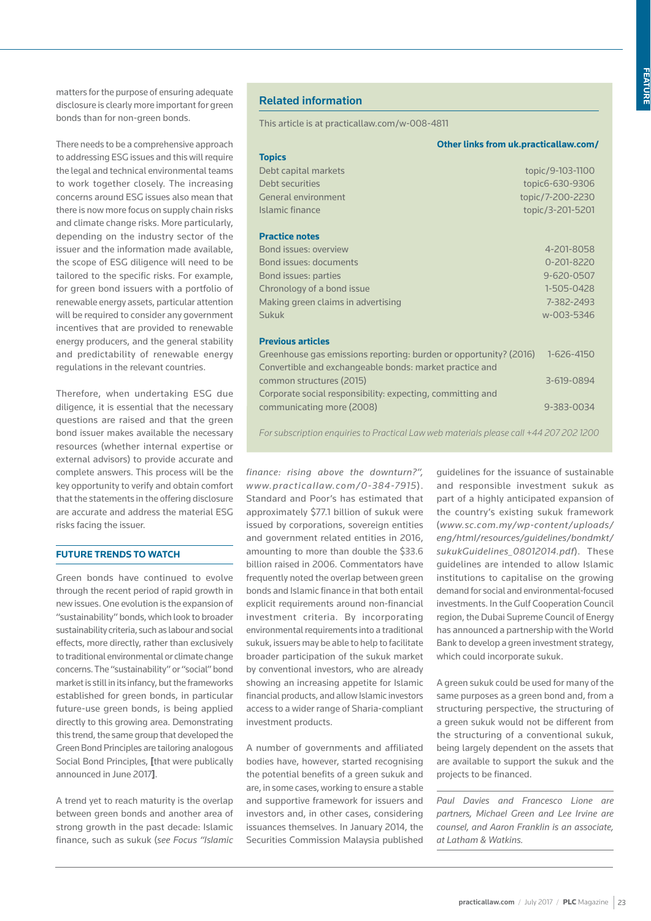matters for the purpose of ensuring adequate disclosure is clearly more important for green bonds than for non-green bonds.

There needs to be a comprehensive approach to addressing ESG issues and this will require the legal and technical environmental teams to work together closely. The increasing concerns around ESG issues also mean that there is now more focus on supply chain risks and climate change risks. More particularly, depending on the industry sector of the issuer and the information made available, the scope of ESG diligence will need to be tailored to the specific risks. For example, for green bond issuers with a portfolio of renewable energy assets, particular attention will be required to consider any government incentives that are provided to renewable energy producers, and the general stability and predictability of renewable energy regulations in the relevant countries.

Therefore, when undertaking ESG due diligence, it is essential that the necessary questions are raised and that the green bond issuer makes available the necessary resources (whether internal expertise or external advisors) to provide accurate and complete answers. This process will be the key opportunity to verify and obtain comfort that the statements in the offering disclosure are accurate and address the material ESG risks facing the issuer.

## FUTURE TRENDS TO WATCH

Green bonds have continued to evolve through the recent period of rapid growth in new issues. One evolution is the expansion of "sustainability" bonds, which look to broader sustainability criteria, such as labour and social effects, more directly, rather than exclusively to traditional environmental or climate change concerns. The "sustainability" or "social" bond market is still in its infancy, but the frameworks established for green bonds, in particular future-use green bonds, is being applied directly to this growing area. Demonstrating this trend, the same group that developed the Green Bond Principles are tailoring analogous Social Bond Principles, **[**that were publically announced in June 2017**]**.

A trend yet to reach maturity is the overlap between green bonds and another area of strong growth in the past decade: Islamic finance, such as sukuk (*see Focus "Islamic finance: rising above the downturn?", www.practicallaw.com/0-384-7915*). Standard and Poor's has estimated that approximately $77.1 billion of sukuk were issued by corporations, sovereign entities and government related entities in 2016, amounting to more than double the $33.6 billion raised in 2006. Commentators have frequently noted the overlap between green bonds and Islamic finance in that both entail explicit requirements around non-financial investment criteria. By incorporating environmental requirements into a traditional sukuk, issuers may be able to help to facilitate broader participation of the sukuk market by conventional investors, who are already showing an increasing appetite for Islamic financial products, and allow Islamic investors access to a wider range of Sharia-compliant investment products.

A number of governments and affiliated bodies have, however, started recognising the potential benefits of a green sukuk and are, in some cases, working to ensure a stable and supportive framework for issuers and investors and, in other cases, considering issuances themselves. In January 2014, the Securities Commission Malaysia published guidelines for the issuance of sustainable and responsible investment sukuk as part of a highly anticipated expansion of the country's existing sukuk framework (*www.sc.com.my/wp-content/uploads/eng/html/resources/guidelines/bondmkt/sukukGuidelines_08012014.pdf*). These guidelines are intended to allow Islamic institutions to capitalise on the growing demand for social and environmental-focused investments. In the Gulf Cooperation Council region, the Dubai Supreme Council of Energy has announced a partnership with the World Bank to develop a green investment strategy, which could incorporate sukuk.

A green sukuk could be used for many of the same purposes as a green bond and, from a structuring perspective, the structuring of a green sukuk would not be different from the structuring of a conventional sukuk, being largely dependent on the assets that are available to support the sukuk and the projects to be financed.

*Paul Davies and Francesco Lione are partners, Michael Green and Lee Irvine are counsel, and Aaron Franklin is an associate, at Latham & Watkins.*

## Related information

This article is at practicallaw.com/w-008-4811

**Other links from uk.practicallaw.com/**

**Topics**

| | |
|---|---|
| Debt capital markets | topic/9-103-1100 |
| Debt securities | topic6-630-9306 |
| General environment | topic/7-200-2230 |
| Islamic finance | topic/3-201-5201 |

**Practice notes**

| | |
|---|---|
| Bond issues: overview | 4-201-8058 |
| Bond issues: documents | 0-201-8220 |
| Bond issues: parties | 9-620-0507 |
| Chronology of a bond issue | 1-505-0428 |
| Making green claims in advertising | 7-382-2493 |
| Sukuk | w-003-5346 |

**Previous articles**

| | |
|---|---|
| Greenhouse gas emissions reporting: burden or opportunity? (2016) | 1-626-4150 |
| Convertible and exchangeable bonds: market practice and common structures (2015) | 3-619-0894 |
| Corporate social responsibility: expecting, committing and communicating more (2008) | 9-383-0034 |

*For subscription enquiries to Practical Law web materials please call +44 207 202 1200*